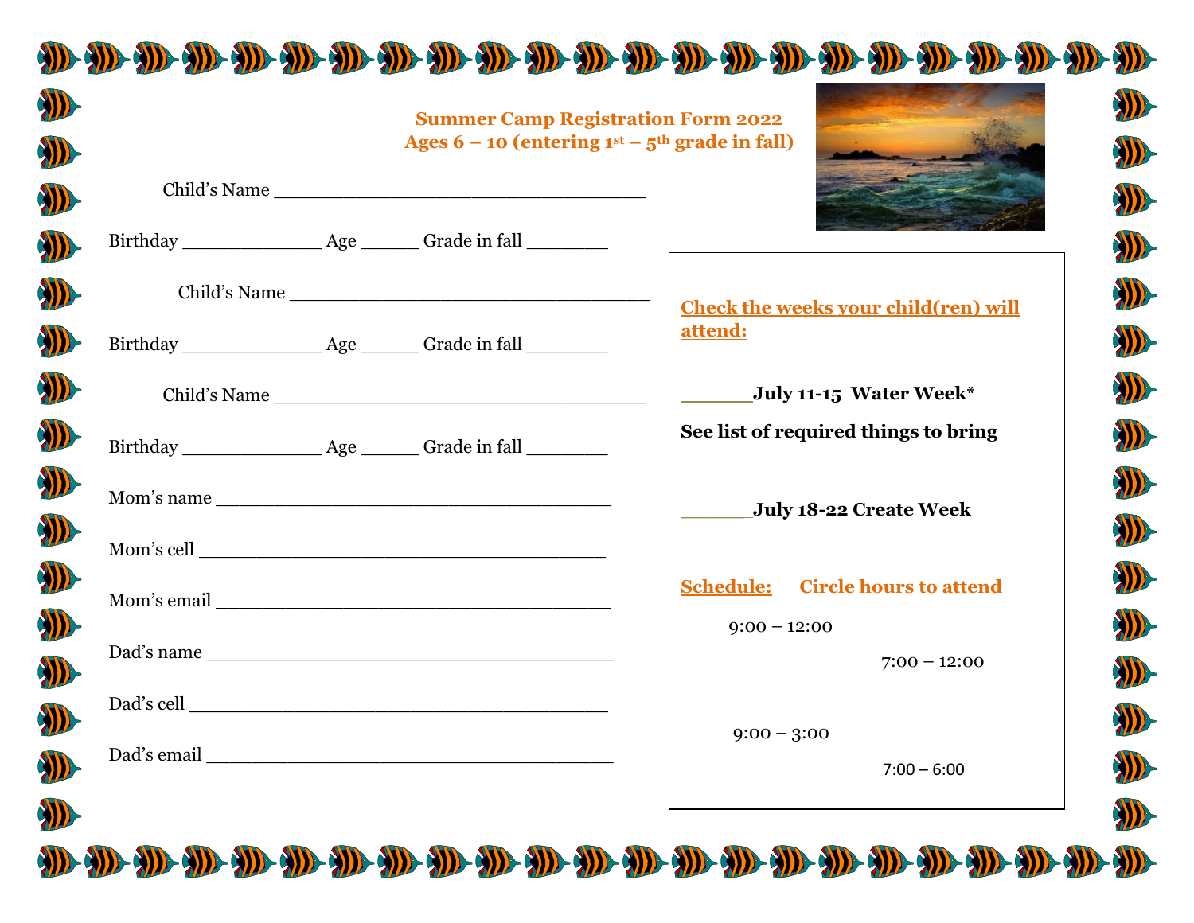## Summer Camp Registration Form 2022
## Ages 6 – 10 (entering 1st – 5th grade in fall)

Child's Name ___________________________________

Birthday _____________ Age _____ Grade in fall _______

Child's Name ___________________________________

Birthday _____________ Age _____ Grade in fall _______

Child's Name ___________________________________

Birthday _____________ Age _____ Grade in fall _______

Mom's name ____________________________________

Mom's cell _____________________________________

Mom's email ____________________________________

Dad's name _____________________________________

Dad's cell ______________________________________

Dad's email _____________________________________

**Check the weeks your child(ren) will attend:**

______**July 11-15 Water Week***

**See list of required things to bring**

______**July 18-22 Create Week**

**Schedule:** **Circle hours to attend**

9:00 – 12:00

7:00 – 12:00

9:00 – 3:00

7:00 – 6:00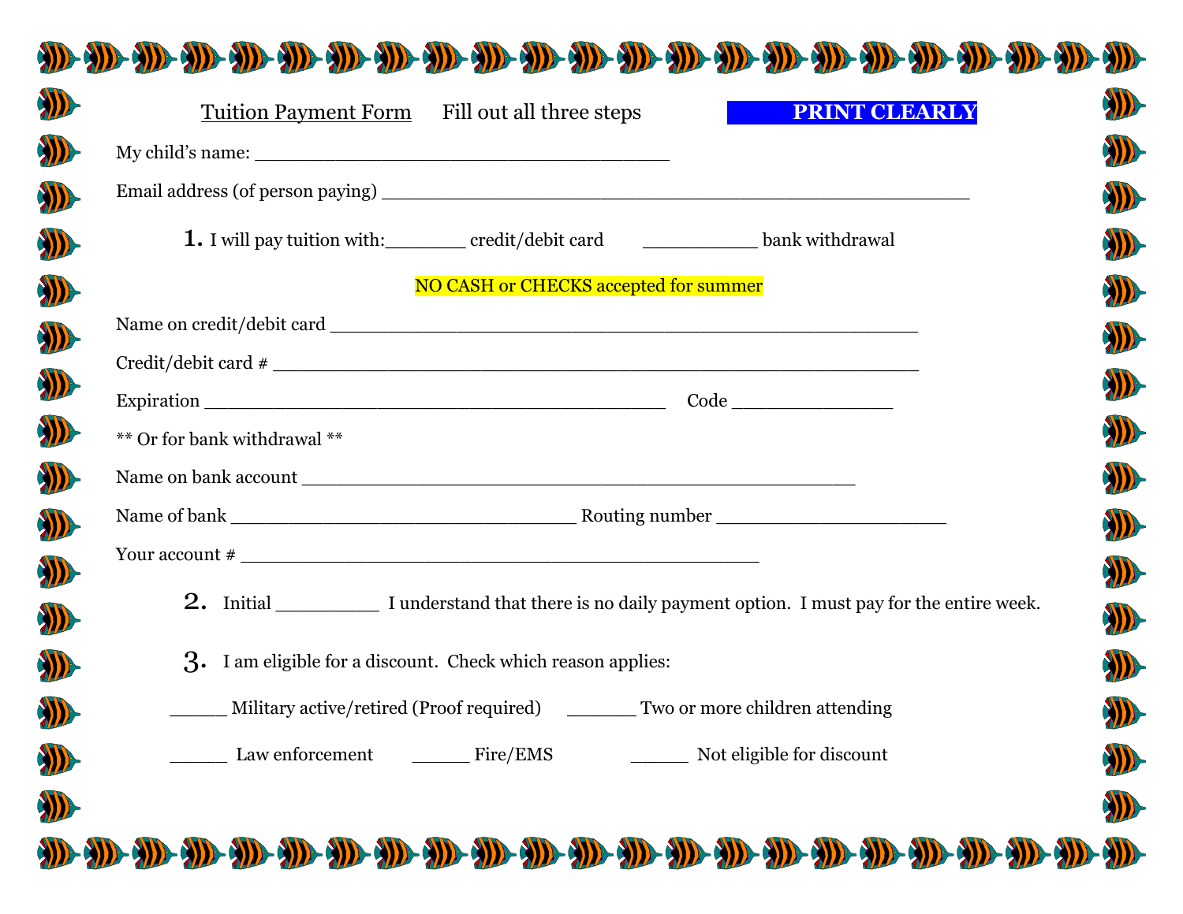Tuition Payment Form     Fill out all three steps     **PRINT CLEARLY**

My child's name: ______________________________________

Email address (of person paying) ______________________________________________________

**1.** I will pay tuition with:________ credit/debit card     ___________ bank withdrawal

NO CASH or CHECKS accepted for summer

Name on credit/debit card ______________________________________________________

Credit/debit card # ____________________________________________________________

Expiration ___________________________________________     Code _______________

** Or for bank withdrawal **

Name on bank account ___________________________________________________

Name of bank ________________________________ Routing number ______________________

Your account # _________________________________________________

**2.** Initial __________ I understand that there is no daily payment option. I must pay for the entire week.

**3.** I am eligible for a discount. Check which reason applies:

______ Military active/retired (Proof required)     _______ Two or more children attending

______ Law enforcement     ______ Fire/EMS     ______ Not eligible for discount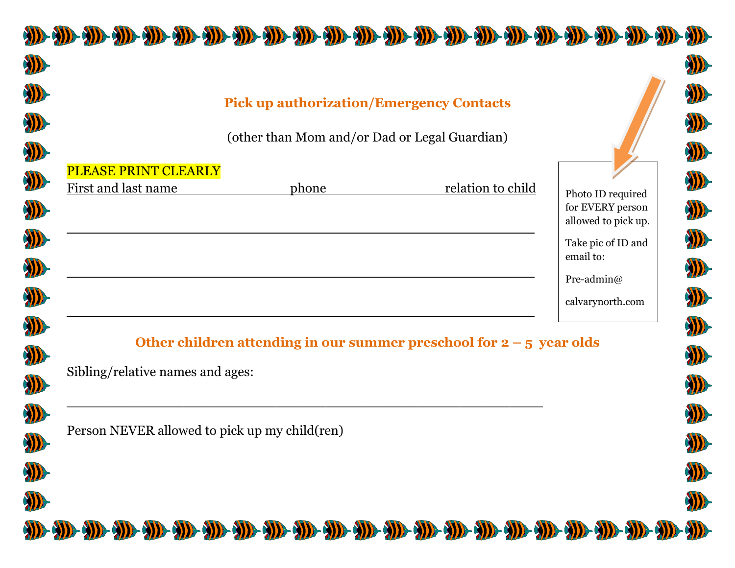## Pick up authorization/Emergency Contacts

(other than Mom and/or Dad or Legal Guardian)

PLEASE PRINT CLEARLY

First and last name phone relation to child

\_\_\_\_\_\_\_\_\_\_\_\_\_\_\_\_\_\_\_\_\_\_\_\_\_\_\_\_\_\_\_\_\_\_\_\_\_\_\_\_\_\_\_\_\_\_\_\_\_\_\_\_\_\_\_\_

\_\_\_\_\_\_\_\_\_\_\_\_\_\_\_\_\_\_\_\_\_\_\_\_\_\_\_\_\_\_\_\_\_\_\_\_\_\_\_\_\_\_\_\_\_\_\_\_\_\_\_\_\_\_\_\_

\_\_\_\_\_\_\_\_\_\_\_\_\_\_\_\_\_\_\_\_\_\_\_\_\_\_\_\_\_\_\_\_\_\_\_\_\_\_\_\_\_\_\_\_\_\_\_\_\_\_\_\_\_\_\_\_

Photo ID required for EVERY person allowed to pick up.

Take pic of ID and email to:

Pre-admin@

calvarynorth.com

## Other children attending in our summer preschool for 2 – 5 year olds

Sibling/relative names and ages:

\_\_\_\_\_\_\_\_\_\_\_\_\_\_\_\_\_\_\_\_\_\_\_\_\_\_\_\_\_\_\_\_\_\_\_\_\_\_\_\_\_\_\_\_\_\_\_\_\_\_\_\_\_\_\_\_

Person NEVER allowed to pick up my child(ren)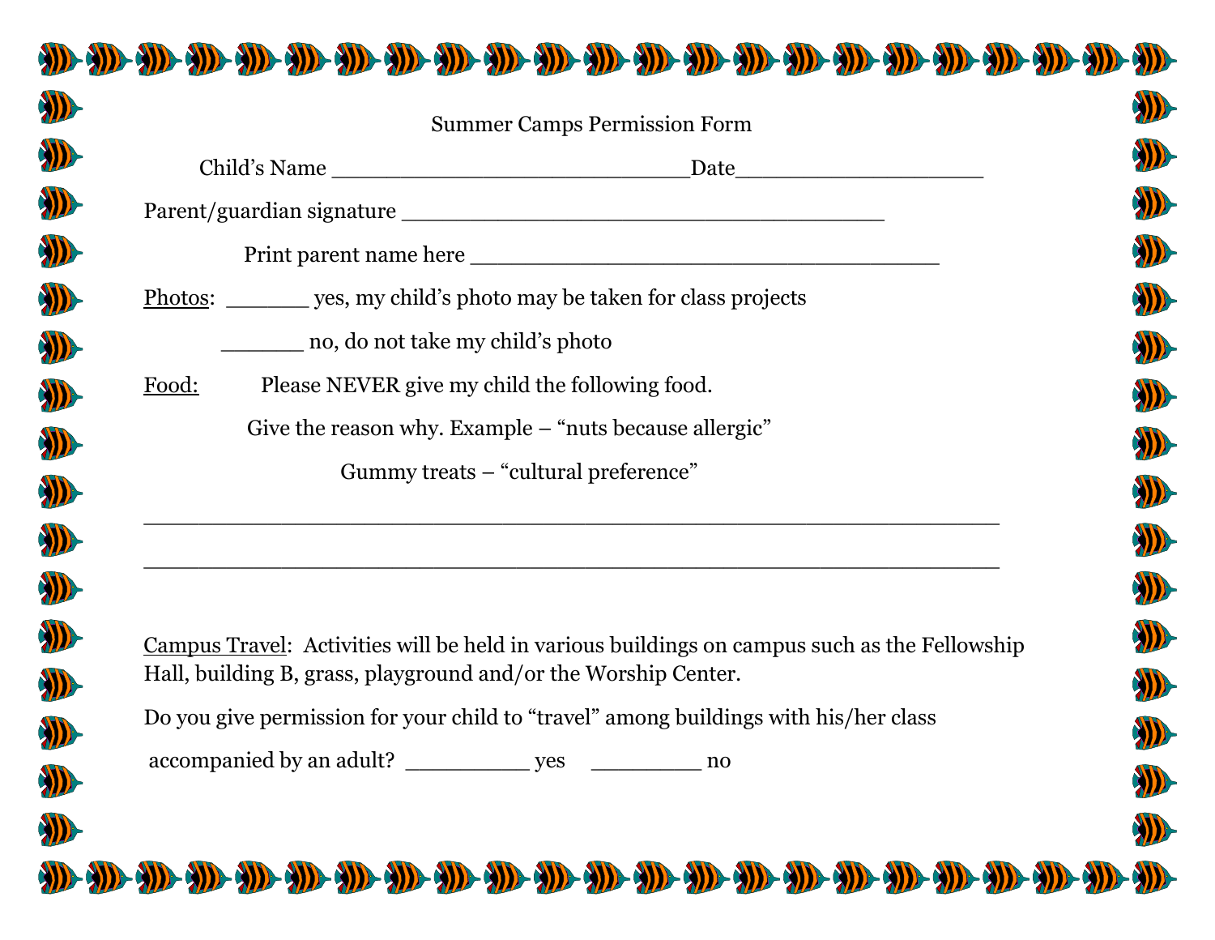# Summer Camps Permission Form

Child's Name ___________________________Date___________________

Parent/guardian signature _____________________________________

Print parent name here ____________________________________

Photos: _______ yes, my child's photo may be taken for class projects

_______ no, do not take my child's photo

Food: Please NEVER give my child the following food.

Give the reason why. Example – "nuts because allergic"

Gummy treats – "cultural preference"

___________________________________________________________________

___________________________________________________________________

Campus Travel: Activities will be held in various buildings on campus such as the Fellowship Hall, building B, grass, playground and/or the Worship Center.

Do you give permission for your child to "travel" among buildings with his/her class accompanied by an adult? __________ yes _________ no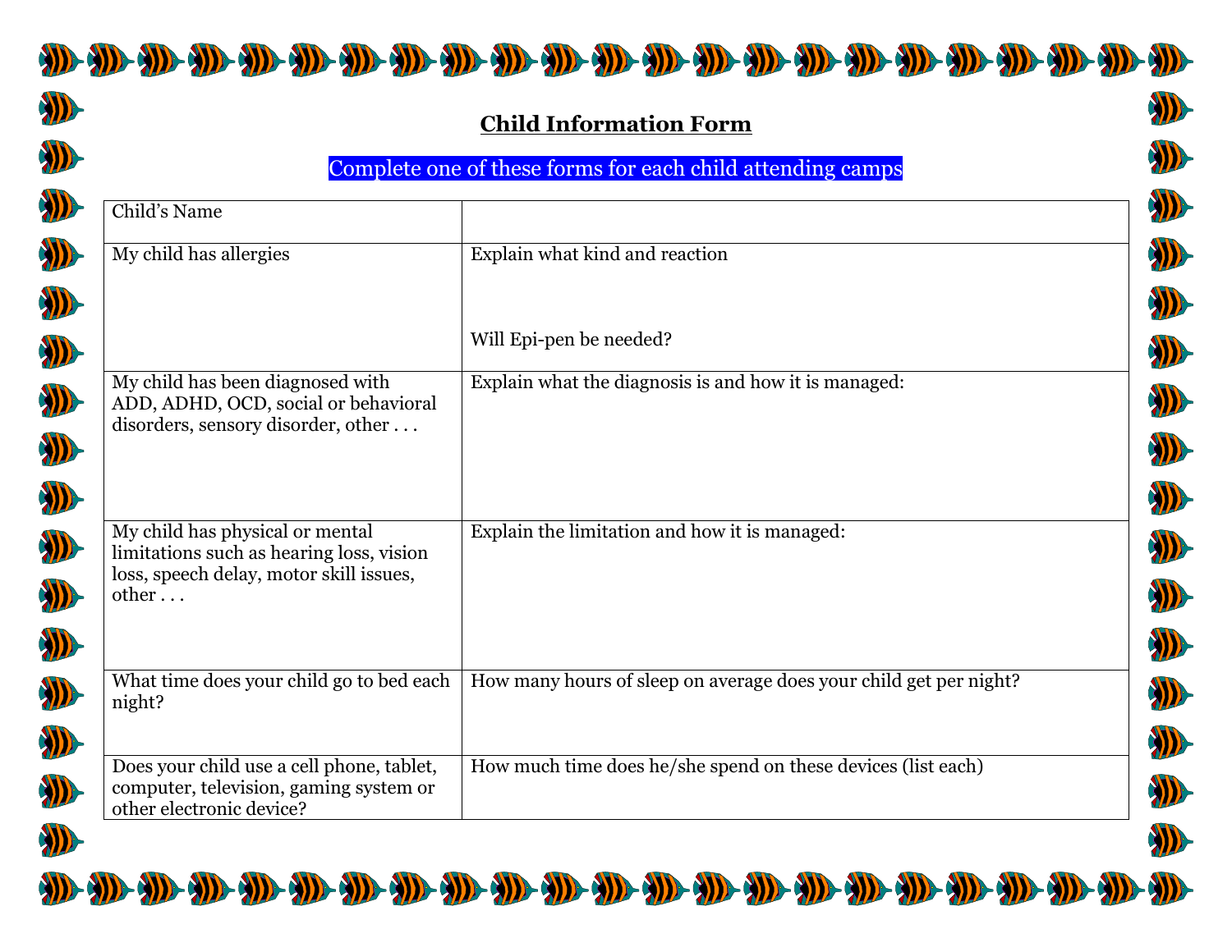## Child Information Form

Complete one of these forms for each child attending camps

| Child's Name | |
|---|---|
| My child has allergies | Explain what kind and reaction<br><br>Will Epi-pen be needed? |
| My child has been diagnosed with ADD, ADHD, OCD, social or behavioral disorders, sensory disorder, other . . . | Explain what the diagnosis is and how it is managed: |
| My child has physical or mental limitations such as hearing loss, vision loss, speech delay, motor skill issues, other . . . | Explain the limitation and how it is managed: |
| What time does your child go to bed each night? | How many hours of sleep on average does your child get per night? |
| Does your child use a cell phone, tablet, computer, television, gaming system or other electronic device? | How much time does he/she spend on these devices (list each) |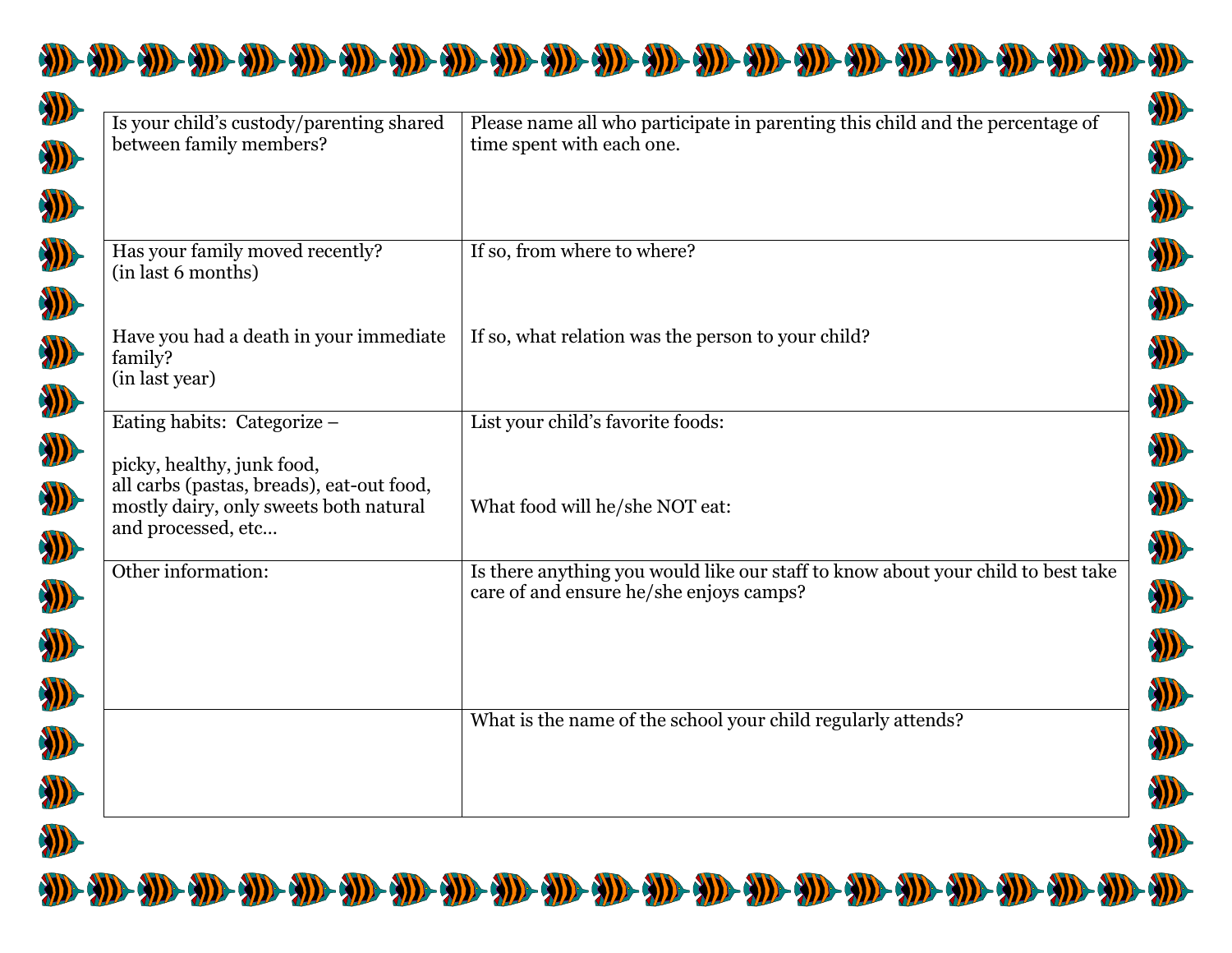| | |
|---|---|
| Is your child’s custody/parenting shared between family members? | Please name all who participate in parenting this child and the percentage of time spent with each one. |
| Has your family moved recently? (in last 6 months)<br><br>Have you had a death in your immediate family? (in last year) | If so, from where to where?<br><br>If so, what relation was the person to your child? |
| Eating habits: Categorize –<br><br>picky, healthy, junk food, all carbs (pastas, breads), eat-out food, mostly dairy, only sweets both natural and processed, etc… | List your child’s favorite foods:<br><br>What food will he/she NOT eat: |
| Other information: | Is there anything you would like our staff to know about your child to best take care of and ensure he/she enjoys camps? |
| | What is the name of the school your child regularly attends? |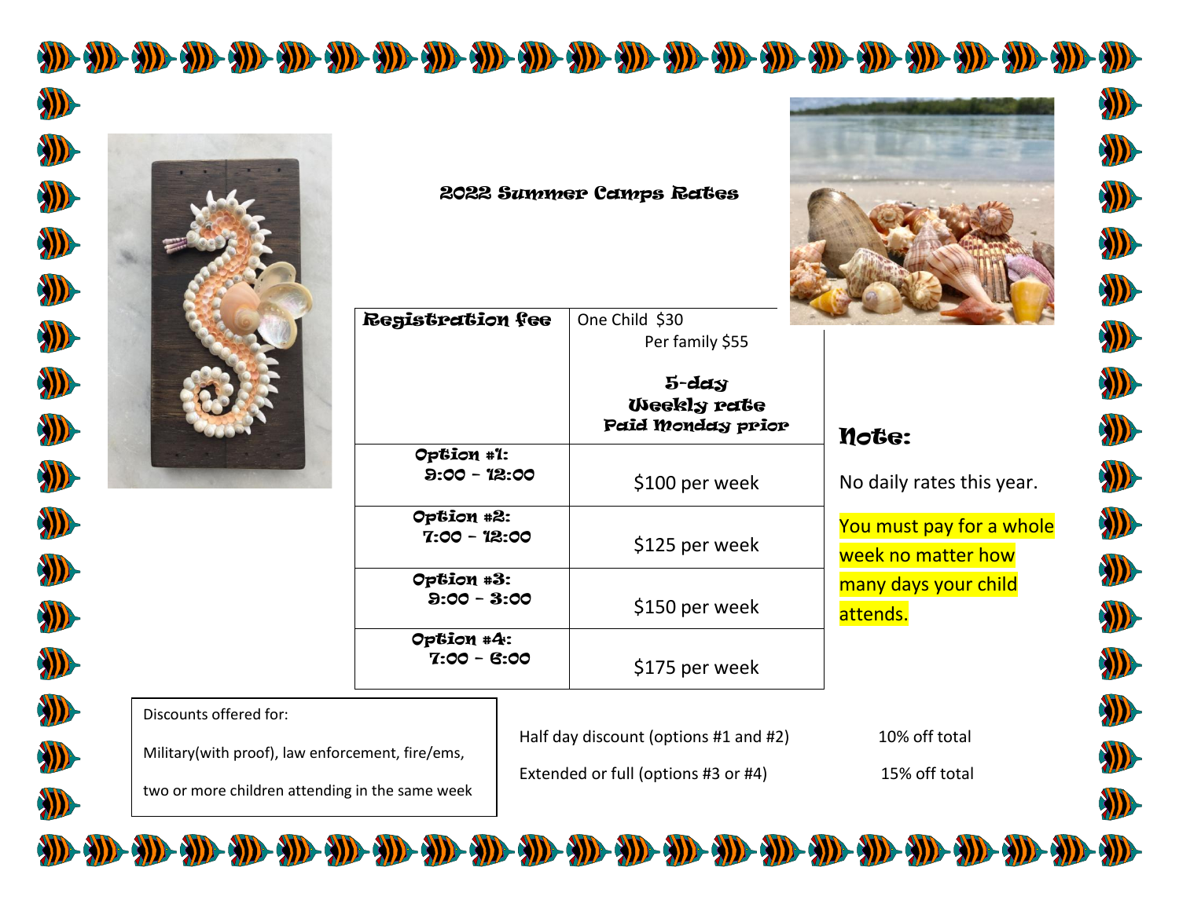# 2022 Summer Camps Rates

| Registration fee | One Child $30<br>Per family $55 |
| --- | --- |
| | **5-day Weekly rate Paid Monday prior** |
| **Option #1:** 9:00 – 12:00 | $100 per week |
| **Option #2:** 7:00 – 12:00 | $125 per week |
| **Option #3:** 9:00 – 3:00 | $150 per week |
| **Option #4:** 7:00 – 6:00 | $175 per week |

## Note:

No daily rates this year.

You must pay for a whole week no matter how many days your child attends.

Discounts offered for:

Military(with proof), law enforcement, fire/ems,

two or more children attending in the same week

| | |
| --- | --- |
| Half day discount (options #1 and #2) | 10% off total |
| Extended or full (options #3 or #4) | 15% off total |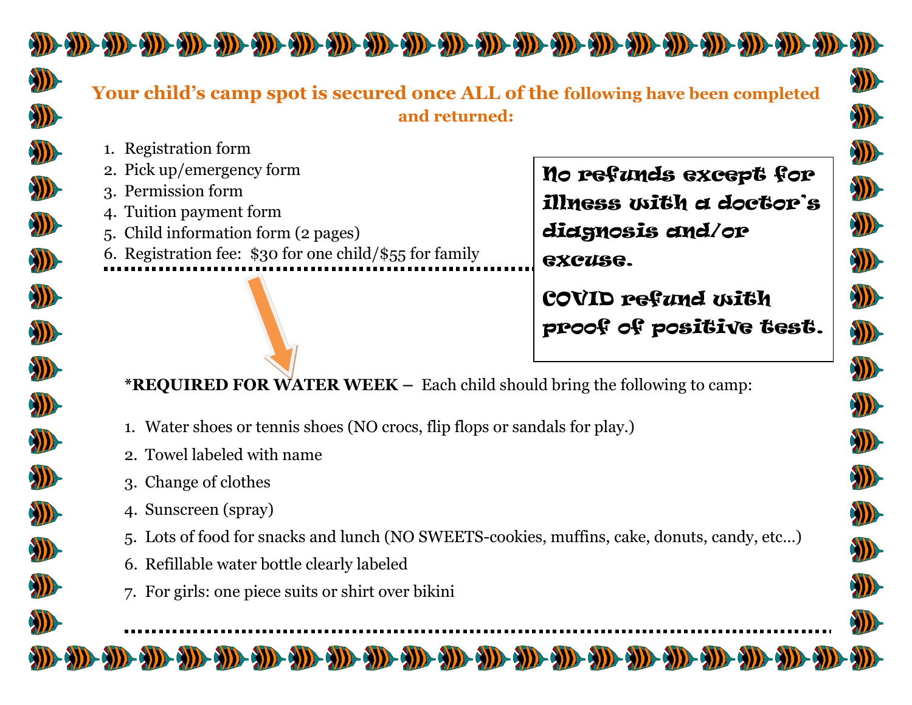**Your child's camp spot is secured once ALL of the following have been completed and returned:**

1. Registration form
2. Pick up/emergency form
3. Permission form
4. Tuition payment form
5. Child information form (2 pages)
6. Registration fee: $30 for one child/$55 for family

No refunds except for illness with a doctor's diagnosis and/or excuse.

COVID refund with proof of positive test.

**\*REQUIRED FOR WATER WEEK –** Each child should bring the following to camp:

1. Water shoes or tennis shoes (NO crocs, flip flops or sandals for play.)
2. Towel labeled with name
3. Change of clothes
4. Sunscreen (spray)
5. Lots of food for snacks and lunch (NO SWEETS-cookies, muffins, cake, donuts, candy, etc…)
6. Refillable water bottle clearly labeled
7. For girls: one piece suits or shirt over bikini